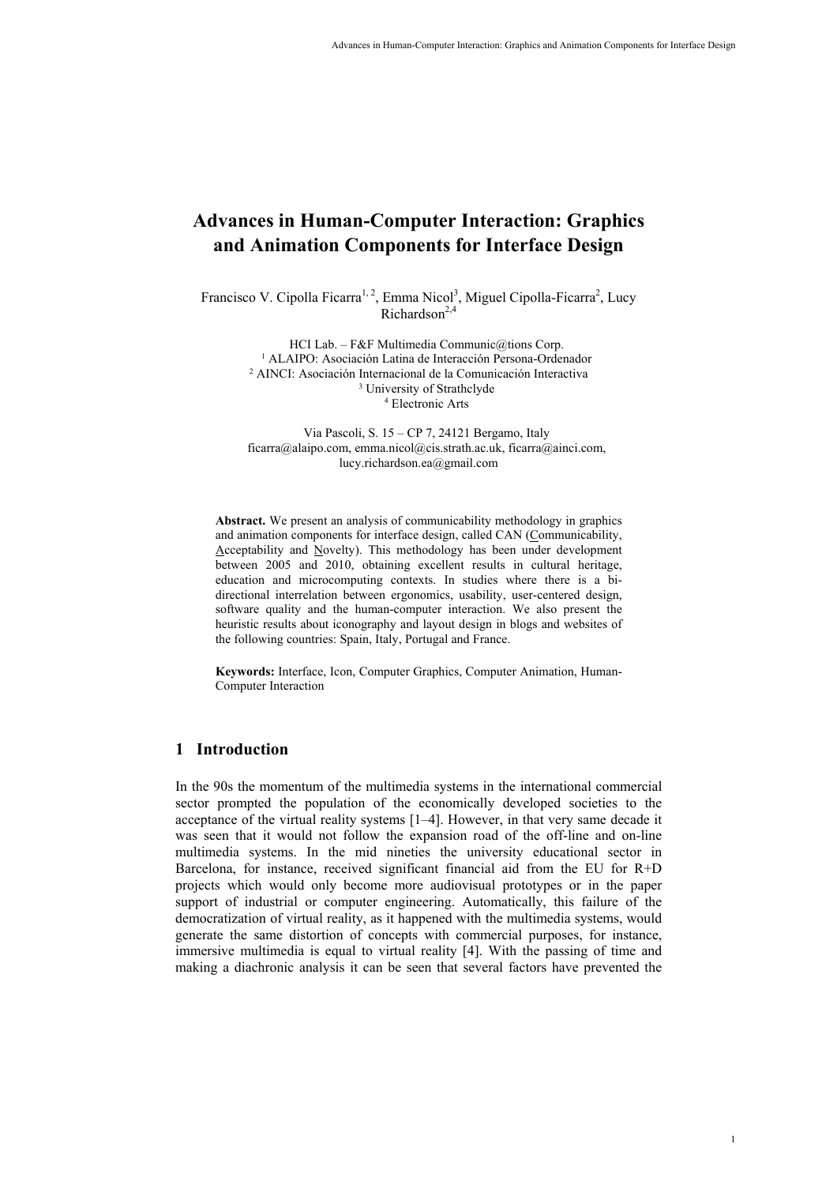# Advances in Human-Computer Interaction: Graphics and Animation Components for Interface Design

Francisco V. Cipolla Ficarra[1, 2], Emma Nicol[3], Miguel Cipolla-Ficarra[2], Lucy Richardson[2,4]

HCI Lab. – F&F Multimedia Communic@tions Corp.
[1] ALAIPO: Asociación Latina de Interacción Persona-Ordenador
[2] AINCI: Asociación Internacional de la Comunicación Interactiva
[3] University of Strathclyde
[4] Electronic Arts

Via Pascoli, S. 15 – CP 7, 24121 Bergamo, Italy
ficarra@alaipo.com, emma.nicol@cis.strath.ac.uk, ficarra@ainci.com, lucy.richardson.ea@gmail.com

**Abstract.** We present an analysis of communicability methodology in graphics and animation components for interface design, called CAN (Communicability, Acceptability and Novelty). This methodology has been under development between 2005 and 2010, obtaining excellent results in cultural heritage, education and microcomputing contexts. In studies where there is a bi-directional interrelation between ergonomics, usability, user-centered design, software quality and the human-computer interaction. We also present the heuristic results about iconography and layout design in blogs and websites of the following countries: Spain, Italy, Portugal and France.

**Keywords:** Interface, Icon, Computer Graphics, Computer Animation, Human-Computer Interaction

## 1 Introduction

In the 90s the momentum of the multimedia systems in the international commercial sector prompted the population of the economically developed societies to the acceptance of the virtual reality systems [1–4]. However, in that very same decade it was seen that it would not follow the expansion road of the off-line and on-line multimedia systems. In the mid nineties the university educational sector in Barcelona, for instance, received significant financial aid from the EU for R+D projects which would only become more audiovisual prototypes or in the paper support of industrial or computer engineering. Automatically, this failure of the democratization of virtual reality, as it happened with the multimedia systems, would generate the same distortion of concepts with commercial purposes, for instance, immersive multimedia is equal to virtual reality [4]. With the passing of time and making a diachronic analysis it can be seen that several factors have prevented the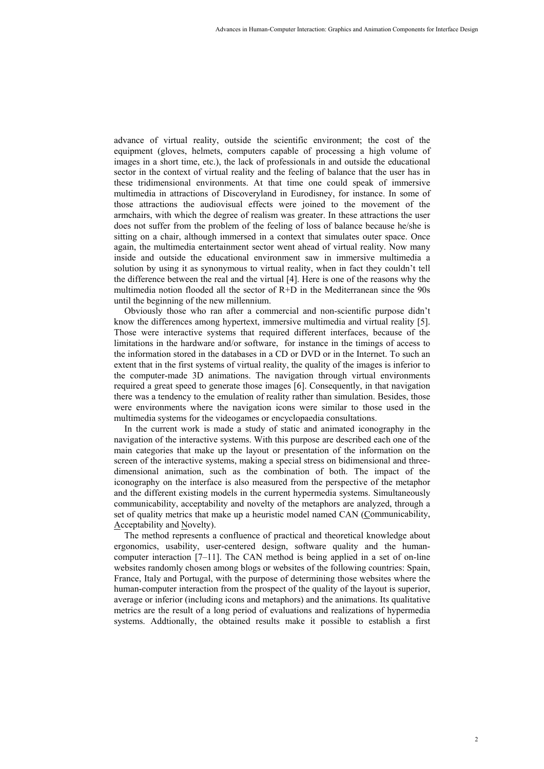advance of virtual reality, outside the scientific environment; the cost of the equipment (gloves, helmets, computers capable of processing a high volume of images in a short time, etc.), the lack of professionals in and outside the educational sector in the context of virtual reality and the feeling of balance that the user has in these tridimensional environments. At that time one could speak of immersive multimedia in attractions of Discoveryland in Eurodisney, for instance. In some of those attractions the audiovisual effects were joined to the movement of the armchairs, with which the degree of realism was greater. In these attractions the user does not suffer from the problem of the feeling of loss of balance because he/she is sitting on a chair, although immersed in a context that simulates outer space. Once again, the multimedia entertainment sector went ahead of virtual reality. Now many inside and outside the educational environment saw in immersive multimedia a solution by using it as synonymous to virtual reality, when in fact they couldn't tell the difference between the real and the virtual [4]. Here is one of the reasons why the multimedia notion flooded all the sector of R+D in the Mediterranean since the 90s until the beginning of the new millennium.

Obviously those who ran after a commercial and non-scientific purpose didn't know the differences among hypertext, immersive multimedia and virtual reality [5]. Those were interactive systems that required different interfaces, because of the limitations in the hardware and/or software, for instance in the timings of access to the information stored in the databases in a CD or DVD or in the Internet. To such an extent that in the first systems of virtual reality, the quality of the images is inferior to the computer-made 3D animations. The navigation through virtual environments required a great speed to generate those images [6]. Consequently, in that navigation there was a tendency to the emulation of reality rather than simulation. Besides, those were environments where the navigation icons were similar to those used in the multimedia systems for the videogames or encyclopaedia consultations.

In the current work is made a study of static and animated iconography in the navigation of the interactive systems. With this purpose are described each one of the main categories that make up the layout or presentation of the information on the screen of the interactive systems, making a special stress on bidimensional and three-dimensional animation, such as the combination of both. The impact of the iconography on the interface is also measured from the perspective of the metaphor and the different existing models in the current hypermedia systems. Simultaneously communicability, acceptability and novelty of the metaphors are analyzed, through a set of quality metrics that make up a heuristic model named CAN (Communicability, Acceptability and Novelty).

The method represents a confluence of practical and theoretical knowledge about ergonomics, usability, user-centered design, software quality and the human-computer interaction [7–11]. The CAN method is being applied in a set of on-line websites randomly chosen among blogs or websites of the following countries: Spain, France, Italy and Portugal, with the purpose of determining those websites where the human-computer interaction from the prospect of the quality of the layout is superior, average or inferior (including icons and metaphors) and the animations. Its qualitative metrics are the result of a long period of evaluations and realizations of hypermedia systems. Addtionally, the obtained results make it possible to establish a first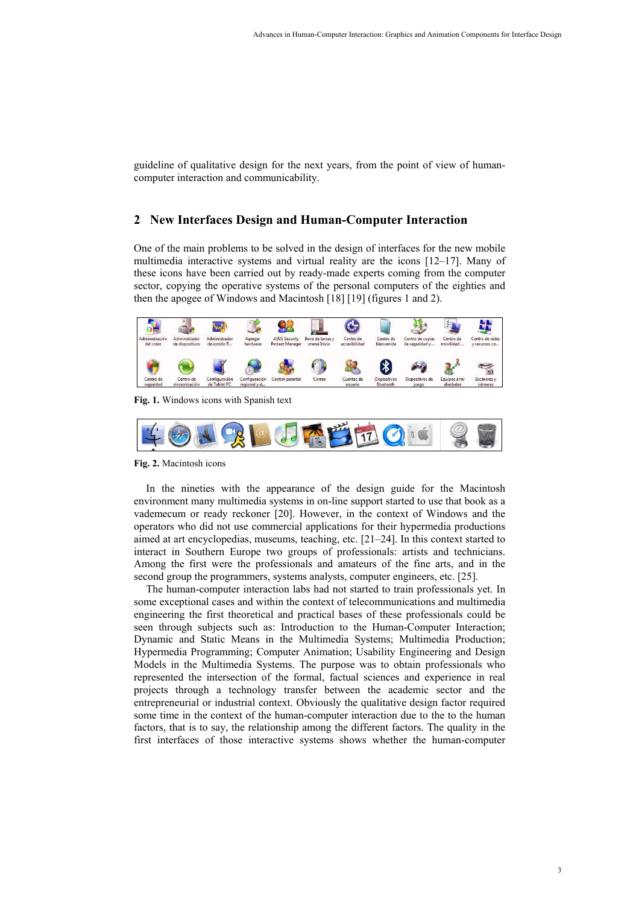guideline of qualitative design for the next years, from the point of view of human-computer interaction and communicability.

## 2 New Interfaces Design and Human-Computer Interaction

One of the main problems to be solved in the design of interfaces for the new mobile multimedia interactive systems and virtual reality are the icons [12–17]. Many of these icons have been carried out by ready-made experts coming from the computer sector, copying the operative systems of the personal computers of the eighties and then the apogee of Windows and Macintosh [18] [19] (figures 1 and 2).

**Fig. 1.** Windows icons with Spanish text

**Fig. 2.** Macintosh icons

In the nineties with the appearance of the design guide for the Macintosh environment many multimedia systems in on-line support started to use that book as a vademecum or ready reckoner [20]. However, in the context of Windows and the operators who did not use commercial applications for their hypermedia productions aimed at art encyclopedias, museums, teaching, etc. [21–24]. In this context started to interact in Southern Europe two groups of professionals: artists and technicians. Among the first were the professionals and amateurs of the fine arts, and in the second group the programmers, systems analysts, computer engineers, etc. [25].

The human-computer interaction labs had not started to train professionals yet. In some exceptional cases and within the context of telecommunications and multimedia engineering the first theoretical and practical bases of these professionals could be seen through subjects such as: Introduction to the Human-Computer Interaction; Dynamic and Static Means in the Multimedia Systems; Multimedia Production; Hypermedia Programming; Computer Animation; Usability Engineering and Design Models in the Multimedia Systems. The purpose was to obtain professionals who represented the intersection of the formal, factual sciences and experience in real projects through a technology transfer between the academic sector and the entrepreneurial or industrial context. Obviously the qualitative design factor required some time in the context of the human-computer interaction due to the to the human factors, that is to say, the relationship among the different factors. The quality in the first interfaces of those interactive systems shows whether the human-computer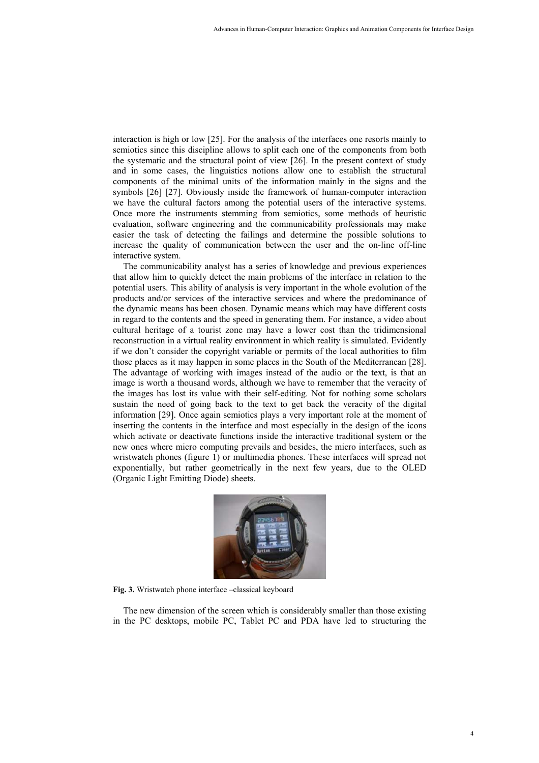interaction is high or low [25]. For the analysis of the interfaces one resorts mainly to semiotics since this discipline allows to split each one of the components from both the systematic and the structural point of view [26]. In the present context of study and in some cases, the linguistics notions allow one to establish the structural components of the minimal units of the information mainly in the signs and the symbols [26] [27]. Obviously inside the framework of human-computer interaction we have the cultural factors among the potential users of the interactive systems. Once more the instruments stemming from semiotics, some methods of heuristic evaluation, software engineering and the communicability professionals may make easier the task of detecting the failings and determine the possible solutions to increase the quality of communication between the user and the on-line off-line interactive system.

The communicability analyst has a series of knowledge and previous experiences that allow him to quickly detect the main problems of the interface in relation to the potential users. This ability of analysis is very important in the whole evolution of the products and/or services of the interactive services and where the predominance of the dynamic means has been chosen. Dynamic means which may have different costs in regard to the contents and the speed in generating them. For instance, a video about cultural heritage of a tourist zone may have a lower cost than the tridimensional reconstruction in a virtual reality environment in which reality is simulated. Evidently if we don't consider the copyright variable or permits of the local authorities to film those places as it may happen in some places in the South of the Mediterranean [28]. The advantage of working with images instead of the audio or the text, is that an image is worth a thousand words, although we have to remember that the veracity of the images has lost its value with their self-editing. Not for nothing some scholars sustain the need of going back to the text to get back the veracity of the digital information [29]. Once again semiotics plays a very important role at the moment of inserting the contents in the interface and most especially in the design of the icons which activate or deactivate functions inside the interactive traditional system or the new ones where micro computing prevails and besides, the micro interfaces, such as wristwatch phones (figure 1) or multimedia phones. These interfaces will spread not exponentially, but rather geometrically in the next few years, due to the OLED (Organic Light Emitting Diode) sheets.

**Fig. 3.** Wristwatch phone interface –classical keyboard

The new dimension of the screen which is considerably smaller than those existing in the PC desktops, mobile PC, Tablet PC and PDA have led to structuring the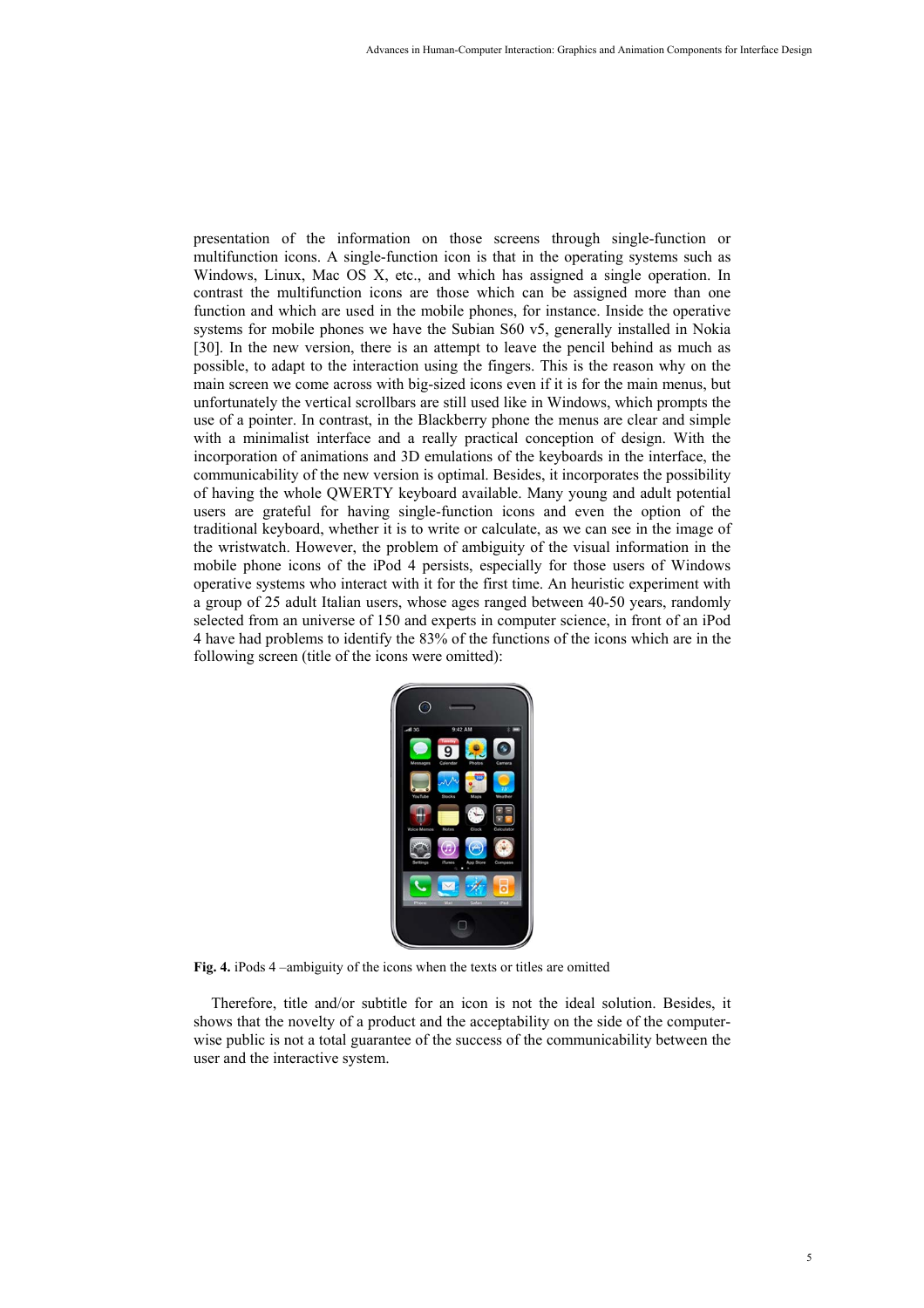presentation of the information on those screens through single-function or multifunction icons. A single-function icon is that in the operating systems such as Windows, Linux, Mac OS X, etc., and which has assigned a single operation. In contrast the multifunction icons are those which can be assigned more than one function and which are used in the mobile phones, for instance. Inside the operative systems for mobile phones we have the Subian S60 v5, generally installed in Nokia [30]. In the new version, there is an attempt to leave the pencil behind as much as possible, to adapt to the interaction using the fingers. This is the reason why on the main screen we come across with big-sized icons even if it is for the main menus, but unfortunately the vertical scrollbars are still used like in Windows, which prompts the use of a pointer. In contrast, in the Blackberry phone the menus are clear and simple with a minimalist interface and a really practical conception of design. With the incorporation of animations and 3D emulations of the keyboards in the interface, the communicability of the new version is optimal. Besides, it incorporates the possibility of having the whole QWERTY keyboard available. Many young and adult potential users are grateful for having single-function icons and even the option of the traditional keyboard, whether it is to write or calculate, as we can see in the image of the wristwatch. However, the problem of ambiguity of the visual information in the mobile phone icons of the iPod 4 persists, especially for those users of Windows operative systems who interact with it for the first time. An heuristic experiment with a group of 25 adult Italian users, whose ages ranged between 40-50 years, randomly selected from an universe of 150 and experts in computer science, in front of an iPod 4 have had problems to identify the 83% of the functions of the icons which are in the following screen (title of the icons were omitted):

**Fig. 4.** iPods 4 –ambiguity of the icons when the texts or titles are omitted

Therefore, title and/or subtitle for an icon is not the ideal solution. Besides, it shows that the novelty of a product and the acceptability on the side of the computer-wise public is not a total guarantee of the success of the communicability between the user and the interactive system.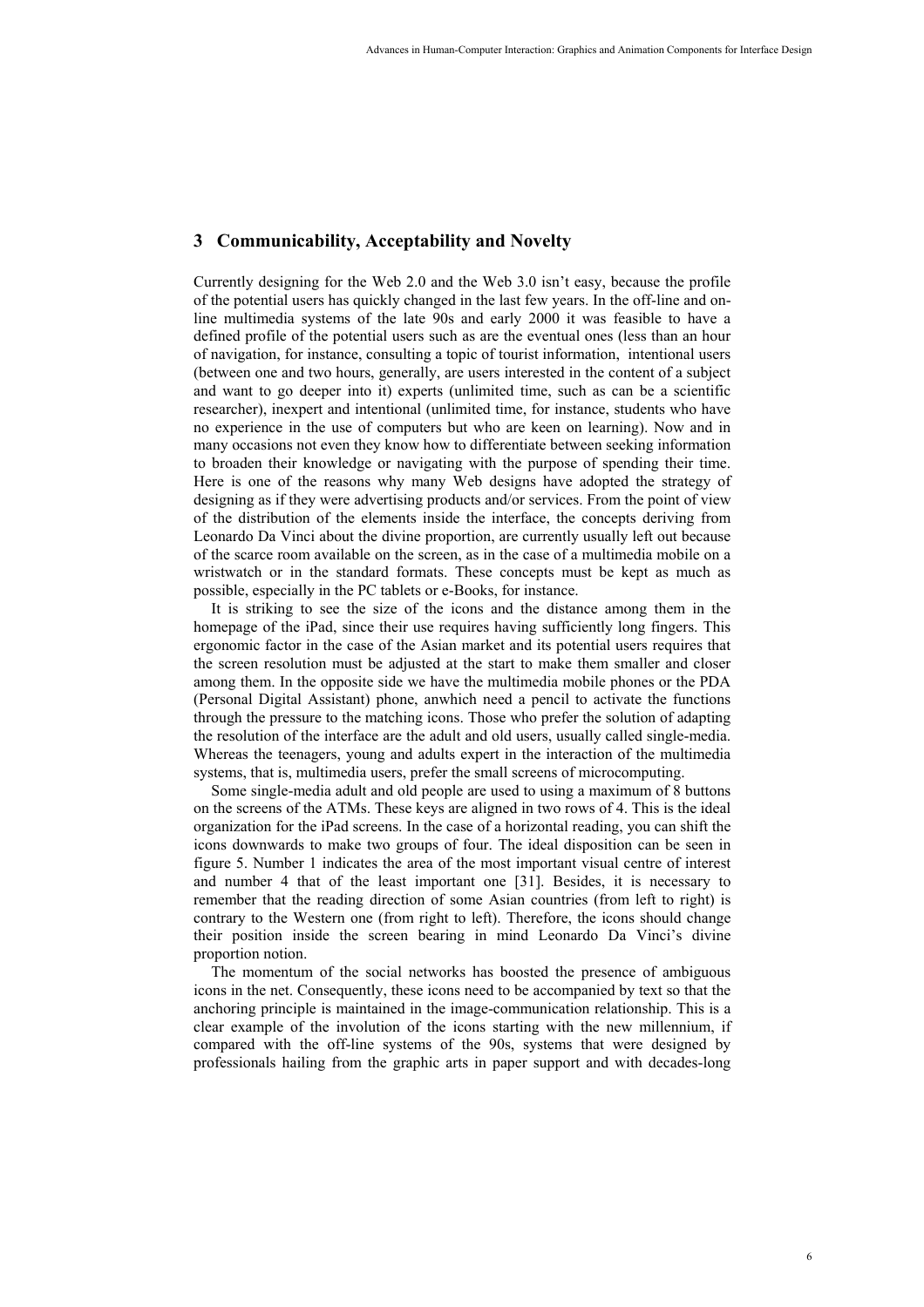## 3 Communicability, Acceptability and Novelty

Currently designing for the Web 2.0 and the Web 3.0 isn't easy, because the profile of the potential users has quickly changed in the last few years. In the off-line and on-line multimedia systems of the late 90s and early 2000 it was feasible to have a defined profile of the potential users such as are the eventual ones (less than an hour of navigation, for instance, consulting a topic of tourist information, intentional users (between one and two hours, generally, are users interested in the content of a subject and want to go deeper into it) experts (unlimited time, such as can be a scientific researcher), inexpert and intentional (unlimited time, for instance, students who have no experience in the use of computers but who are keen on learning). Now and in many occasions not even they know how to differentiate between seeking information to broaden their knowledge or navigating with the purpose of spending their time. Here is one of the reasons why many Web designs have adopted the strategy of designing as if they were advertising products and/or services. From the point of view of the distribution of the elements inside the interface, the concepts deriving from Leonardo Da Vinci about the divine proportion, are currently usually left out because of the scarce room available on the screen, as in the case of a multimedia mobile on a wristwatch or in the standard formats. These concepts must be kept as much as possible, especially in the PC tablets or e-Books, for instance.

It is striking to see the size of the icons and the distance among them in the homepage of the iPad, since their use requires having sufficiently long fingers. This ergonomic factor in the case of the Asian market and its potential users requires that the screen resolution must be adjusted at the start to make them smaller and closer among them. In the opposite side we have the multimedia mobile phones or the PDA (Personal Digital Assistant) phone, anwhich need a pencil to activate the functions through the pressure to the matching icons. Those who prefer the solution of adapting the resolution of the interface are the adult and old users, usually called single-media. Whereas the teenagers, young and adults expert in the interaction of the multimedia systems, that is, multimedia users, prefer the small screens of microcomputing.

Some single-media adult and old people are used to using a maximum of 8 buttons on the screens of the ATMs. These keys are aligned in two rows of 4. This is the ideal organization for the iPad screens. In the case of a horizontal reading, you can shift the icons downwards to make two groups of four. The ideal disposition can be seen in figure 5. Number 1 indicates the area of the most important visual centre of interest and number 4 that of the least important one [31]. Besides, it is necessary to remember that the reading direction of some Asian countries (from left to right) is contrary to the Western one (from right to left). Therefore, the icons should change their position inside the screen bearing in mind Leonardo Da Vinci's divine proportion notion.

The momentum of the social networks has boosted the presence of ambiguous icons in the net. Consequently, these icons need to be accompanied by text so that the anchoring principle is maintained in the image-communication relationship. This is a clear example of the involution of the icons starting with the new millennium, if compared with the off-line systems of the 90s, systems that were designed by professionals hailing from the graphic arts in paper support and with decades-long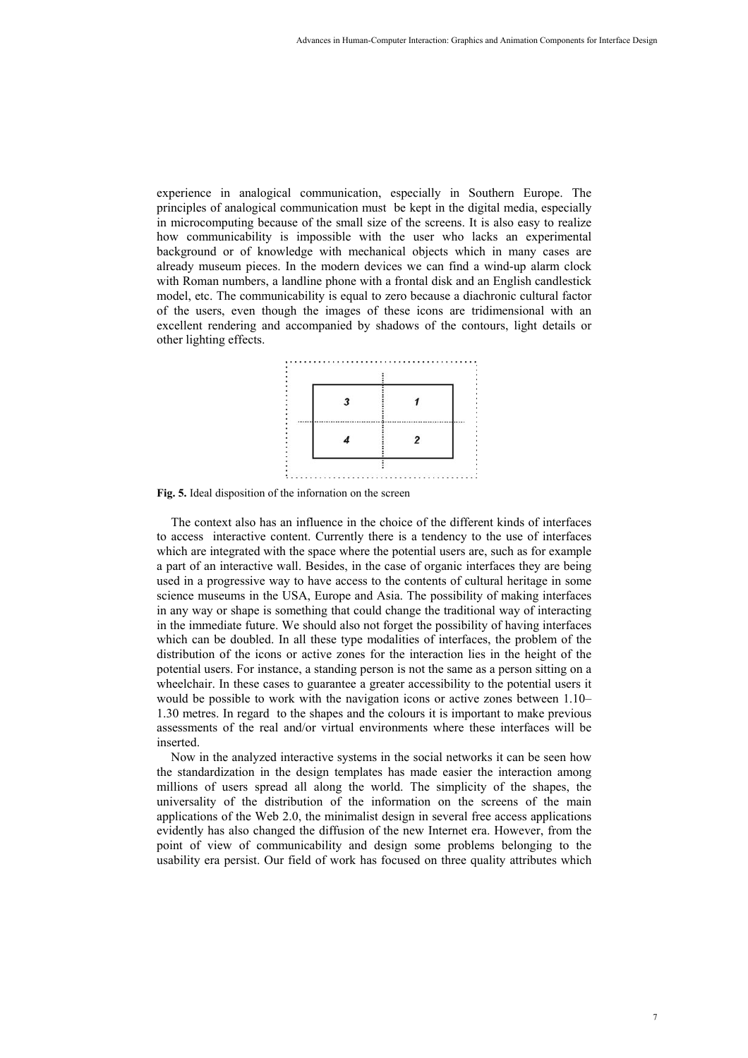experience in analogical communication, especially in Southern Europe. The principles of analogical communication must be kept in the digital media, especially in microcomputing because of the small size of the screens. It is also easy to realize how communicability is impossible with the user who lacks an experimental background or of knowledge with mechanical objects which in many cases are already museum pieces. In the modern devices we can find a wind-up alarm clock with Roman numbers, a landline phone with a frontal disk and an English candlestick model, etc. The communicability is equal to zero because a diachronic cultural factor of the users, even though the images of these icons are tridimensional with an excellent rendering and accompanied by shadows of the contours, light details or other lighting effects.

| 3 | 1 |
|---|---|
| 4 | 2 |

**Fig. 5.** Ideal disposition of the infornation on the screen

The context also has an influence in the choice of the different kinds of interfaces to access interactive content. Currently there is a tendency to the use of interfaces which are integrated with the space where the potential users are, such as for example a part of an interactive wall. Besides, in the case of organic interfaces they are being used in a progressive way to have access to the contents of cultural heritage in some science museums in the USA, Europe and Asia. The possibility of making interfaces in any way or shape is something that could change the traditional way of interacting in the immediate future. We should also not forget the possibility of having interfaces which can be doubled. In all these type modalities of interfaces, the problem of the distribution of the icons or active zones for the interaction lies in the height of the potential users. For instance, a standing person is not the same as a person sitting on a wheelchair. In these cases to guarantee a greater accessibility to the potential users it would be possible to work with the navigation icons or active zones between 1.10–1.30 metres. In regard to the shapes and the colours it is important to make previous assessments of the real and/or virtual environments where these interfaces will be inserted.

Now in the analyzed interactive systems in the social networks it can be seen how the standardization in the design templates has made easier the interaction among millions of users spread all along the world. The simplicity of the shapes, the universality of the distribution of the information on the screens of the main applications of the Web 2.0, the minimalist design in several free access applications evidently has also changed the diffusion of the new Internet era. However, from the point of view of communicability and design some problems belonging to the usability era persist. Our field of work has focused on three quality attributes which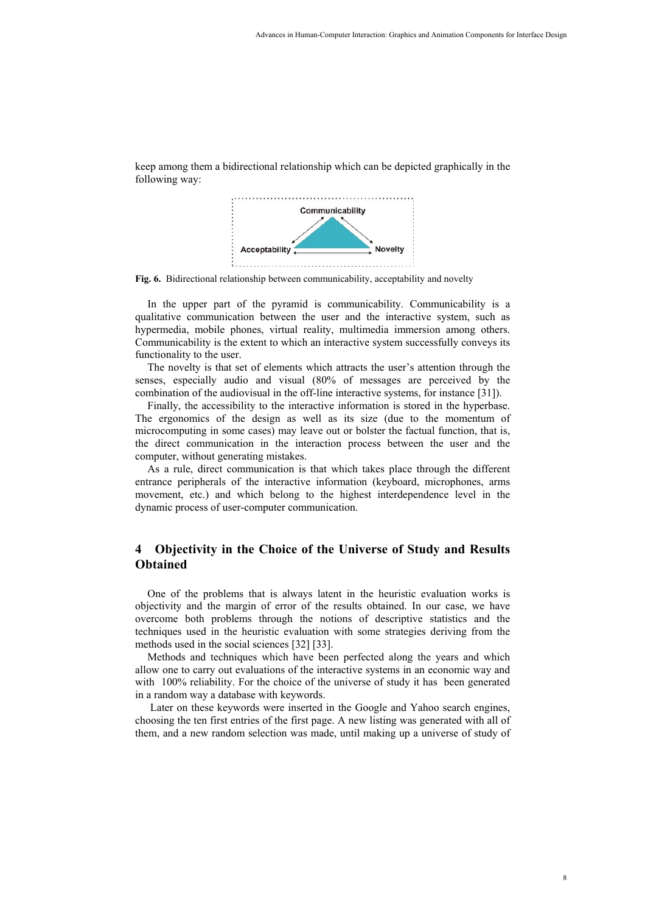keep among them a bidirectional relationship which can be depicted graphically in the following way:

Communicability

Acceptability

Novelty

**Fig. 6.** Bidirectional relationship between communicability, acceptability and novelty

In the upper part of the pyramid is communicability. Communicability is a qualitative communication between the user and the interactive system, such as hypermedia, mobile phones, virtual reality, multimedia immersion among others. Communicability is the extent to which an interactive system successfully conveys its functionality to the user.

The novelty is that set of elements which attracts the user's attention through the senses, especially audio and visual (80% of messages are perceived by the combination of the audiovisual in the off-line interactive systems, for instance [31]).

Finally, the accessibility to the interactive information is stored in the hyperbase. The ergonomics of the design as well as its size (due to the momentum of microcomputing in some cases) may leave out or bolster the factual function, that is, the direct communication in the interaction process between the user and the computer, without generating mistakes.

As a rule, direct communication is that which takes place through the different entrance peripherals of the interactive information (keyboard, microphones, arms movement, etc.) and which belong to the highest interdependence level in the dynamic process of user-computer communication.

## 4 Objectivity in the Choice of the Universe of Study and Results Obtained

One of the problems that is always latent in the heuristic evaluation works is objectivity and the margin of error of the results obtained. In our case, we have overcome both problems through the notions of descriptive statistics and the techniques used in the heuristic evaluation with some strategies deriving from the methods used in the social sciences [32] [33].

Methods and techniques which have been perfected along the years and which allow one to carry out evaluations of the interactive systems in an economic way and with 100% reliability. For the choice of the universe of study it has been generated in a random way a database with keywords.

Later on these keywords were inserted in the Google and Yahoo search engines, choosing the ten first entries of the first page. A new listing was generated with all of them, and a new random selection was made, until making up a universe of study of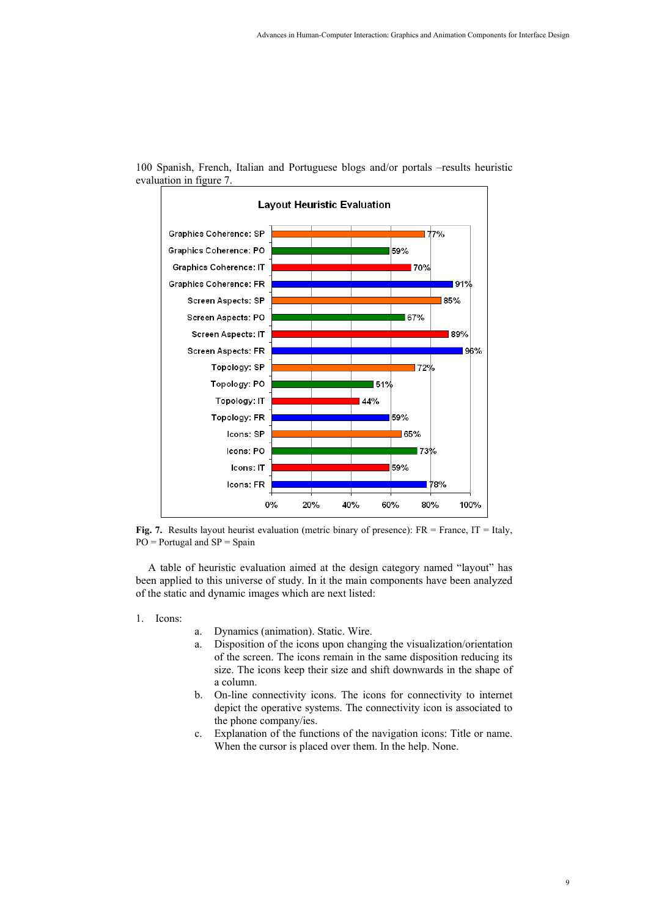100 Spanish, French, Italian and Portuguese blogs and/or portals –results heuristic evaluation in figure 7.

**Layout Heuristic Evaluation**

| Category | Value |
| --- | --- |
| Graphics Coherence: SP | 77% |
| Graphics Coherence: PO | 59% |
| Graphics Coherence: IT | 70% |
| Graphics Coherence: FR | 91% |
| Screen Aspects: SP | 85% |
| Screen Aspects: PO | 67% |
| Screen Aspects: IT | 89% |
| Screen Aspects: FR | 96% |
| Topology: SP | 72% |
| Topology: PO | 51% |
| Topology: IT | 44% |
| Topology: FR | 59% |
| Icons: SP | 65% |
| Icons: PO | 73% |
| Icons: IT | 59% |
| Icons: FR | 78% |

**Fig. 7.** Results layout heurist evaluation (metric binary of presence): FR = France, IT = Italy, PO = Portugal and SP = Spain

A table of heuristic evaluation aimed at the design category named "layout" has been applied to this universe of study. In it the main components have been analyzed of the static and dynamic images which are next listed:

1. Icons:
   - a. Dynamics (animation). Static. Wire.
   - a. Disposition of the icons upon changing the visualization/orientation of the screen. The icons remain in the same disposition reducing its size. The icons keep their size and shift downwards in the shape of a column.
   - b. On-line connectivity icons. The icons for connectivity to internet depict the operative systems. The connectivity icon is associated to the phone company/ies.
   - c. Explanation of the functions of the navigation icons: Title or name. When the cursor is placed over them. In the help. None.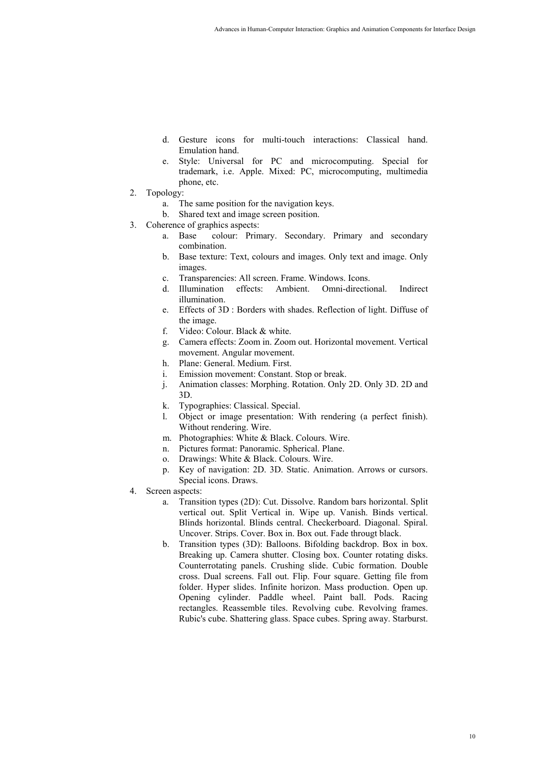d. Gesture icons for multi-touch interactions: Classical hand. Emulation hand.
   e. Style: Universal for PC and microcomputing. Special for trademark, i.e. Apple. Mixed: PC, microcomputing, multimedia phone, etc.
2. Topology:
   a. The same position for the navigation keys.
   b. Shared text and image screen position.
3. Coherence of graphics aspects:
   a. Base colour: Primary. Secondary. Primary and secondary combination.
   b. Base texture: Text, colours and images. Only text and image. Only images.
   c. Transparencies: All screen. Frame. Windows. Icons.
   d. Illumination effects: Ambient. Omni-directional. Indirect illumination.
   e. Effects of 3D : Borders with shades. Reflection of light. Diffuse of the image.
   f. Video: Colour. Black & white.
   g. Camera effects: Zoom in. Zoom out. Horizontal movement. Vertical movement. Angular movement.
   h. Plane: General. Medium. First.
   i. Emission movement: Constant. Stop or break.
   j. Animation classes: Morphing. Rotation. Only 2D. Only 3D. 2D and 3D.
   k. Typographies: Classical. Special.
   l. Object or image presentation: With rendering (a perfect finish). Without rendering. Wire.
   m. Photographies: White & Black. Colours. Wire.
   n. Pictures format: Panoramic. Spherical. Plane.
   o. Drawings: White & Black. Colours. Wire.
   p. Key of navigation: 2D. 3D. Static. Animation. Arrows or cursors. Special icons. Draws.
4. Screen aspects:
   a. Transition types (2D): Cut. Dissolve. Random bars horizontal. Split vertical out. Split Vertical in. Wipe up. Vanish. Binds vertical. Blinds horizontal. Blinds central. Checkerboard. Diagonal. Spiral. Uncover. Strips. Cover. Box in. Box out. Fade througt black.
   b. Transition types (3D): Balloons. Bifolding backdrop. Box in box. Breaking up. Camera shutter. Closing box. Counter rotating disks. Counterrotating panels. Crushing slide. Cubic formation. Double cross. Dual screens. Fall out. Flip. Four square. Getting file from folder. Hyper slides. Infinite horizon. Mass production. Open up. Opening cylinder. Paddle wheel. Paint ball. Pods. Racing rectangles. Reassemble tiles. Revolving cube. Revolving frames. Rubic's cube. Shattering glass. Space cubes. Spring away. Starburst.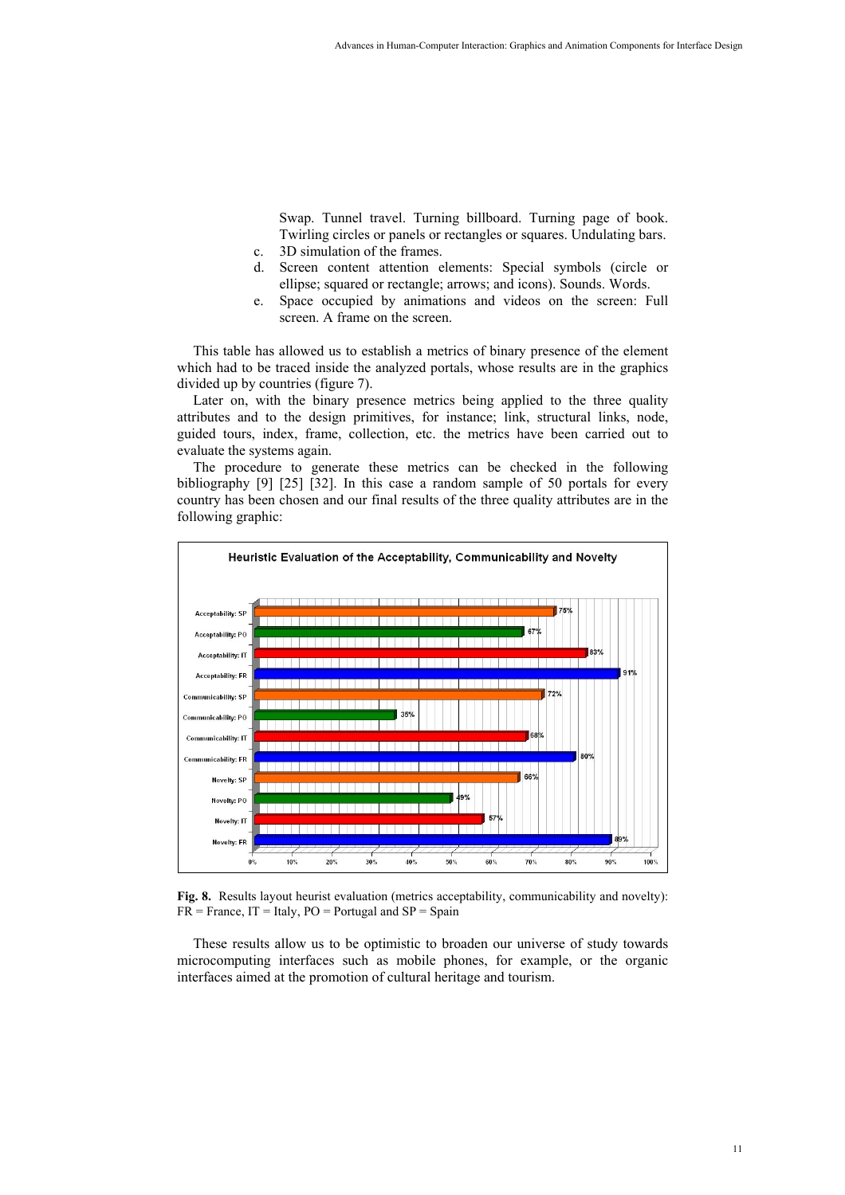Swap. Tunnel travel. Turning billboard. Turning page of book. Twirling circles or panels or rectangles or squares. Undulating bars.

c. 3D simulation of the frames.
d. Screen content attention elements: Special symbols (circle or ellipse; squared or rectangle; arrows; and icons). Sounds. Words.
e. Space occupied by animations and videos on the screen: Full screen. A frame on the screen.

This table has allowed us to establish a metrics of binary presence of the element which had to be traced inside the analyzed portals, whose results are in the graphics divided up by countries (figure 7).

Later on, with the binary presence metrics being applied to the three quality attributes and to the design primitives, for instance; link, structural links, node, guided tours, index, frame, collection, etc. the metrics have been carried out to evaluate the systems again.

The procedure to generate these metrics can be checked in the following bibliography [9] [25] [32]. In this case a random sample of 50 portals for every country has been chosen and our final results of the three quality attributes are in the following graphic:

**Heuristic Evaluation of the Acceptability, Communicability and Novelty**

| Attribute: Country | Value |
|---|---|
| Acceptability: SP | 75% |
| Acceptability: PO | 67% |
| Acceptability: IT | 83% |
| Acceptability: FR | 91% |
| Communicability: SP | 72% |
| Communicability: PO | 35% |
| Communicability: IT | 68% |
| Communicability: FR | 80% |
| Novelty: SP | 66% |
| Novelty: PO | 49% |
| Novelty: IT | 57% |
| Novelty: FR | 89% |

**Fig. 8.** Results layout heurist evaluation (metrics acceptability, communicability and novelty): FR = France, IT = Italy, PO = Portugal and SP = Spain

These results allow us to be optimistic to broaden our universe of study towards microcomputing interfaces such as mobile phones, for example, or the organic interfaces aimed at the promotion of cultural heritage and tourism.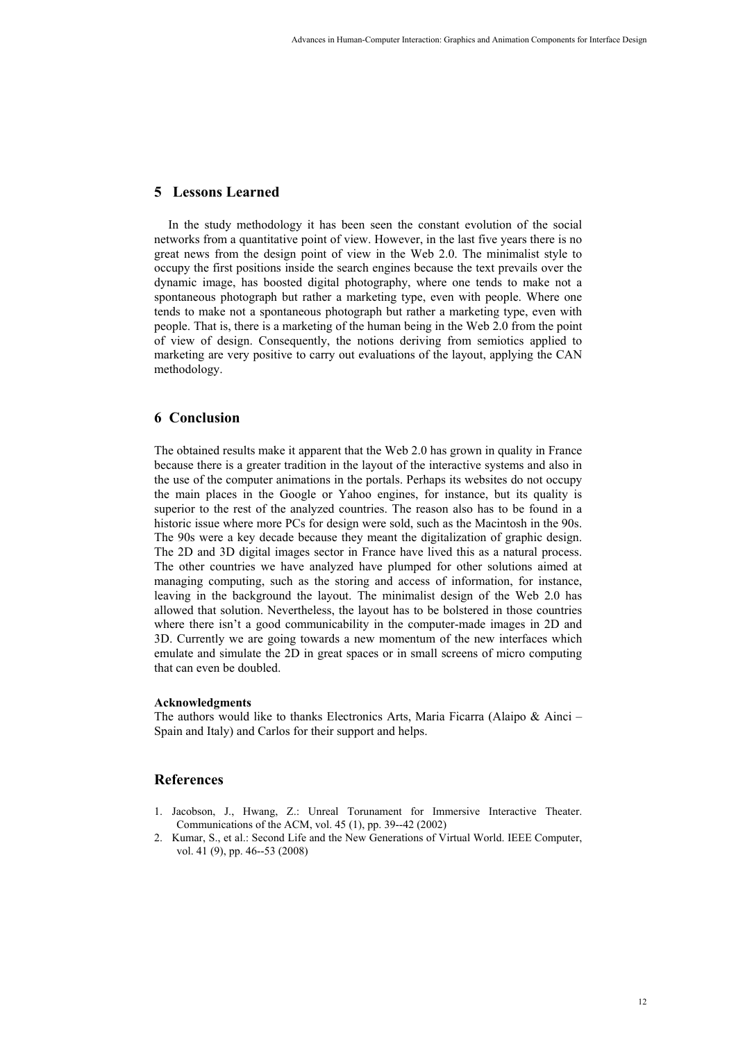## 5 Lessons Learned

In the study methodology it has been seen the constant evolution of the social networks from a quantitative point of view. However, in the last five years there is no great news from the design point of view in the Web 2.0. The minimalist style to occupy the first positions inside the search engines because the text prevails over the dynamic image, has boosted digital photography, where one tends to make not a spontaneous photograph but rather a marketing type, even with people. Where one tends to make not a spontaneous photograph but rather a marketing type, even with people. That is, there is a marketing of the human being in the Web 2.0 from the point of view of design. Consequently, the notions deriving from semiotics applied to marketing are very positive to carry out evaluations of the layout, applying the CAN methodology.

## 6 Conclusion

The obtained results make it apparent that the Web 2.0 has grown in quality in France because there is a greater tradition in the layout of the interactive systems and also in the use of the computer animations in the portals. Perhaps its websites do not occupy the main places in the Google or Yahoo engines, for instance, but its quality is superior to the rest of the analyzed countries. The reason also has to be found in a historic issue where more PCs for design were sold, such as the Macintosh in the 90s. The 90s were a key decade because they meant the digitalization of graphic design. The 2D and 3D digital images sector in France have lived this as a natural process. The other countries we have analyzed have plumped for other solutions aimed at managing computing, such as the storing and access of information, for instance, leaving in the background the layout. The minimalist design of the Web 2.0 has allowed that solution. Nevertheless, the layout has to be bolstered in those countries where there isn't a good communicability in the computer-made images in 2D and 3D. Currently we are going towards a new momentum of the new interfaces which emulate and simulate the 2D in great spaces or in small screens of micro computing that can even be doubled.

**Acknowledgments**

The authors would like to thanks Electronics Arts, Maria Ficarra (Alaipo & Ainci – Spain and Italy) and Carlos for their support and helps.

## References

1. Jacobson, J., Hwang, Z.: Unreal Torunament for Immersive Interactive Theater. Communications of the ACM, vol. 45 (1), pp. 39--42 (2002)
2. Kumar, S., et al.: Second Life and the New Generations of Virtual World. IEEE Computer, vol. 41 (9), pp. 46--53 (2008)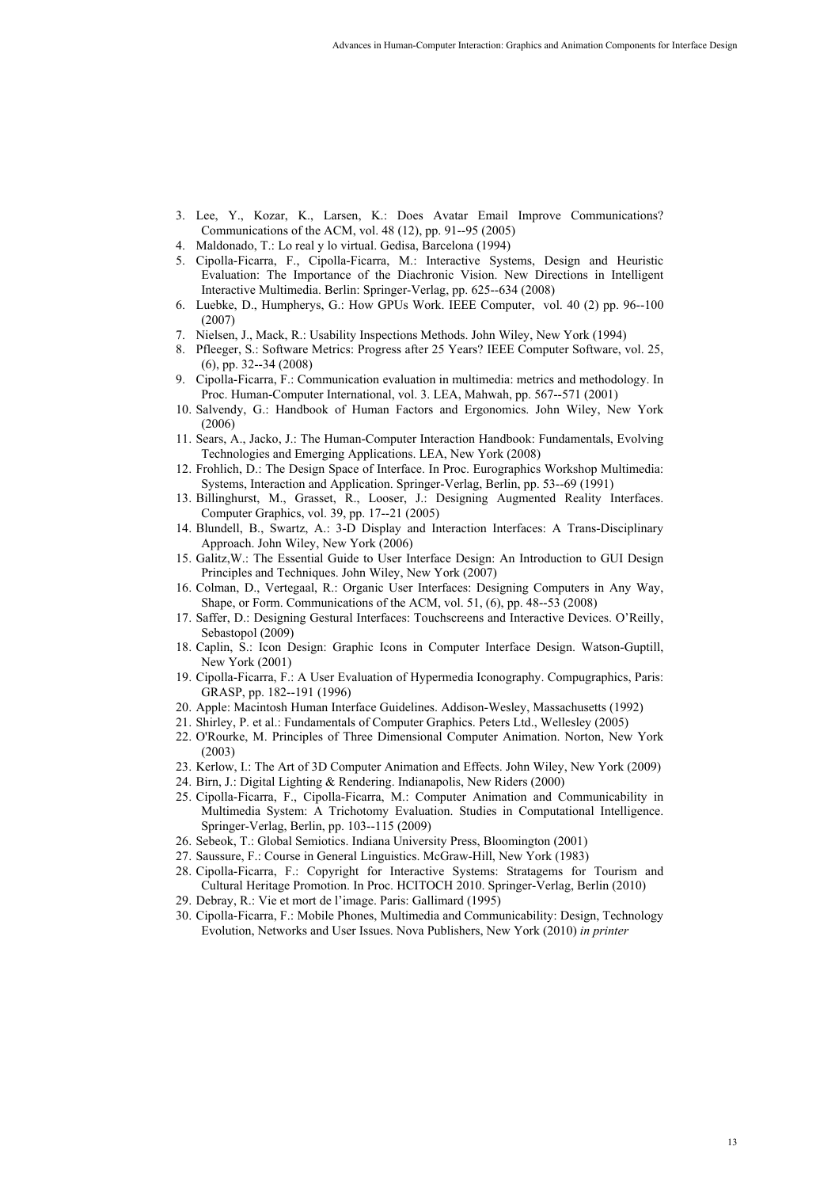3. Lee, Y., Kozar, K., Larsen, K.: Does Avatar Email Improve Communications? Communications of the ACM, vol. 48 (12), pp. 91--95 (2005)
4. Maldonado, T.: Lo real y lo virtual. Gedisa, Barcelona (1994)
5. Cipolla-Ficarra, F., Cipolla-Ficarra, M.: Interactive Systems, Design and Heuristic Evaluation: The Importance of the Diachronic Vision. New Directions in Intelligent Interactive Multimedia. Berlin: Springer-Verlag, pp. 625--634 (2008)
6. Luebke, D., Humpherys, G.: How GPUs Work. IEEE Computer, vol. 40 (2) pp. 96--100 (2007)
7. Nielsen, J., Mack, R.: Usability Inspections Methods. John Wiley, New York (1994)
8. Pfleeger, S.: Software Metrics: Progress after 25 Years? IEEE Computer Software, vol. 25, (6), pp. 32--34 (2008)
9. Cipolla-Ficarra, F.: Communication evaluation in multimedia: metrics and methodology. In Proc. Human-Computer International, vol. 3. LEA, Mahwah, pp. 567--571 (2001)
10. Salvendy, G.: Handbook of Human Factors and Ergonomics. John Wiley, New York (2006)
11. Sears, A., Jacko, J.: The Human-Computer Interaction Handbook: Fundamentals, Evolving Technologies and Emerging Applications. LEA, New York (2008)
12. Frohlich, D.: The Design Space of Interface. In Proc. Eurographics Workshop Multimedia: Systems, Interaction and Application. Springer-Verlag, Berlin, pp. 53--69 (1991)
13. Billinghurst, M., Grasset, R., Looser, J.: Designing Augmented Reality Interfaces. Computer Graphics, vol. 39, pp. 17--21 (2005)
14. Blundell, B., Swartz, A.: 3-D Display and Interaction Interfaces: A Trans-Disciplinary Approach. John Wiley, New York (2006)
15. Galitz,W.: The Essential Guide to User Interface Design: An Introduction to GUI Design Principles and Techniques. John Wiley, New York (2007)
16. Colman, D., Vertegaal, R.: Organic User Interfaces: Designing Computers in Any Way, Shape, or Form. Communications of the ACM, vol. 51, (6), pp. 48--53 (2008)
17. Saffer, D.: Designing Gestural Interfaces: Touchscreens and Interactive Devices. O'Reilly, Sebastopol (2009)
18. Caplin, S.: Icon Design: Graphic Icons in Computer Interface Design. Watson-Guptill, New York (2001)
19. Cipolla-Ficarra, F.: A User Evaluation of Hypermedia Iconography. Compugraphics, Paris: GRASP, pp. 182--191 (1996)
20. Apple: Macintosh Human Interface Guidelines. Addison-Wesley, Massachusetts (1992)
21. Shirley, P. et al.: Fundamentals of Computer Graphics. Peters Ltd., Wellesley (2005)
22. O'Rourke, M. Principles of Three Dimensional Computer Animation. Norton, New York (2003)
23. Kerlow, I.: The Art of 3D Computer Animation and Effects. John Wiley, New York (2009)
24. Birn, J.: Digital Lighting & Rendering. Indianapolis, New Riders (2000)
25. Cipolla-Ficarra, F., Cipolla-Ficarra, M.: Computer Animation and Communicability in Multimedia System: A Trichotomy Evaluation. Studies in Computational Intelligence. Springer-Verlag, Berlin, pp. 103--115 (2009)
26. Sebeok, T.: Global Semiotics. Indiana University Press, Bloomington (2001)
27. Saussure, F.: Course in General Linguistics. McGraw-Hill, New York (1983)
28. Cipolla-Ficarra, F.: Copyright for Interactive Systems: Stratagems for Tourism and Cultural Heritage Promotion. In Proc. HCITOCH 2010. Springer-Verlag, Berlin (2010)
29. Debray, R.: Vie et mort de l'image. Paris: Gallimard (1995)
30. Cipolla-Ficarra, F.: Mobile Phones, Multimedia and Communicability: Design, Technology Evolution, Networks and User Issues. Nova Publishers, New York (2010) *in printer*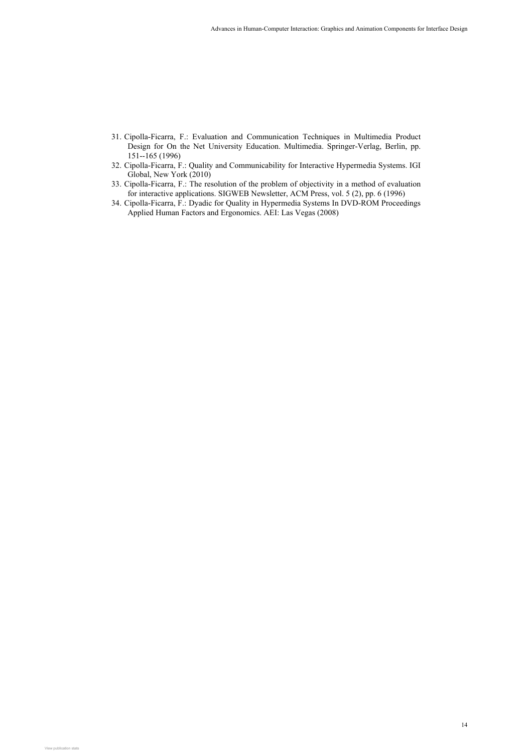31. Cipolla-Ficarra, F.: Evaluation and Communication Techniques in Multimedia Product Design for On the Net University Education. Multimedia. Springer-Verlag, Berlin, pp. 151--165 (1996)
32. Cipolla-Ficarra, F.: Quality and Communicability for Interactive Hypermedia Systems. IGI Global, New York (2010)
33. Cipolla-Ficarra, F.: The resolution of the problem of objectivity in a method of evaluation for interactive applications. SIGWEB Newsletter, ACM Press, vol. 5 (2), pp. 6 (1996)
34. Cipolla-Ficarra, F.: Dyadic for Quality in Hypermedia Systems In DVD-ROM Proceedings Applied Human Factors and Ergonomics. AEI: Las Vegas (2008)